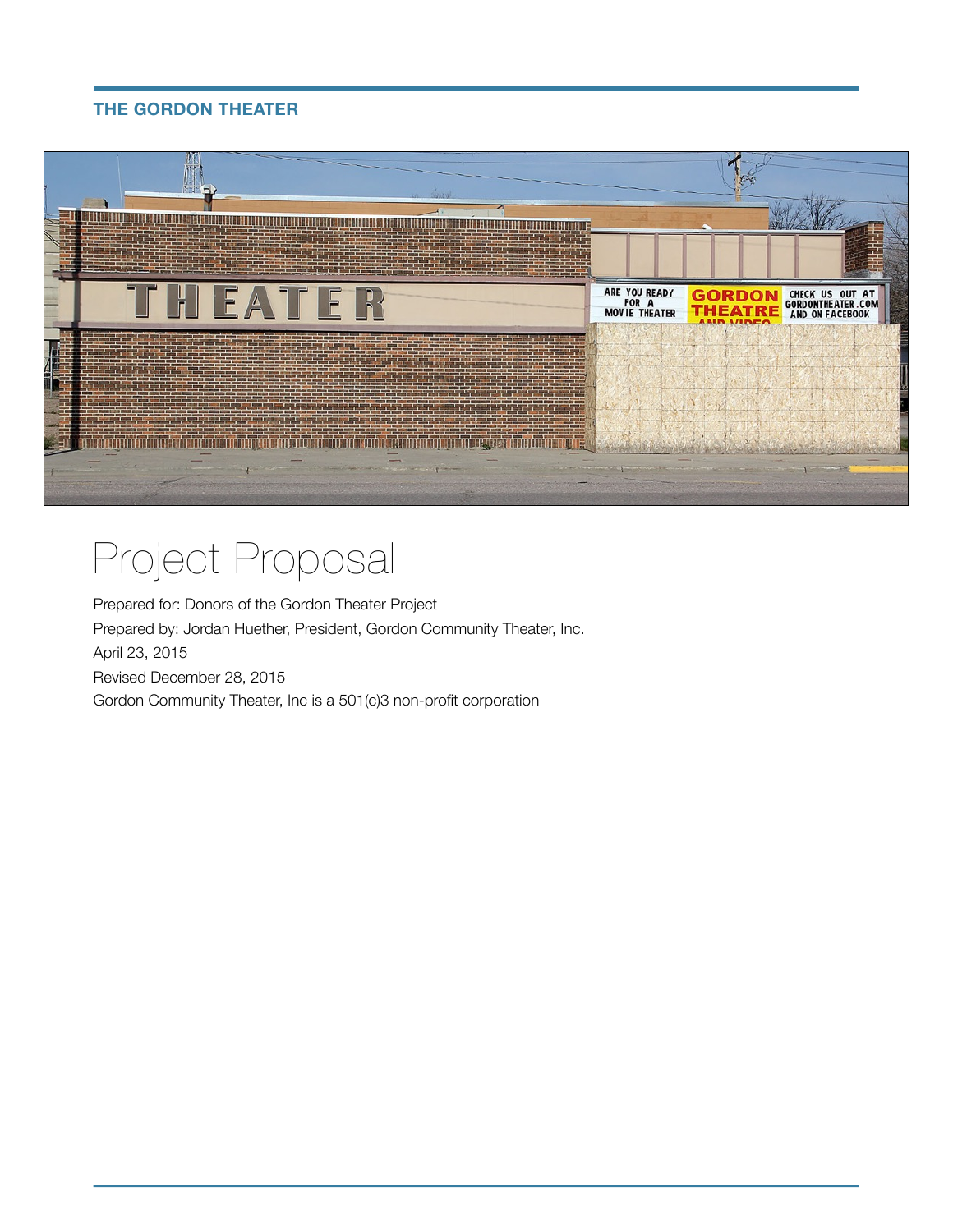THE GORDON THEATER

# Project Proposal

Prepared for: Donors of the Gordon Theater Project

Prepared by: Jordan Huether, President, Gordon Community Theater, Inc.

April 23, 2015

Revised December 28, 2015

Gordon Community Theater, Inc is a 501(c)3 non-profit corporation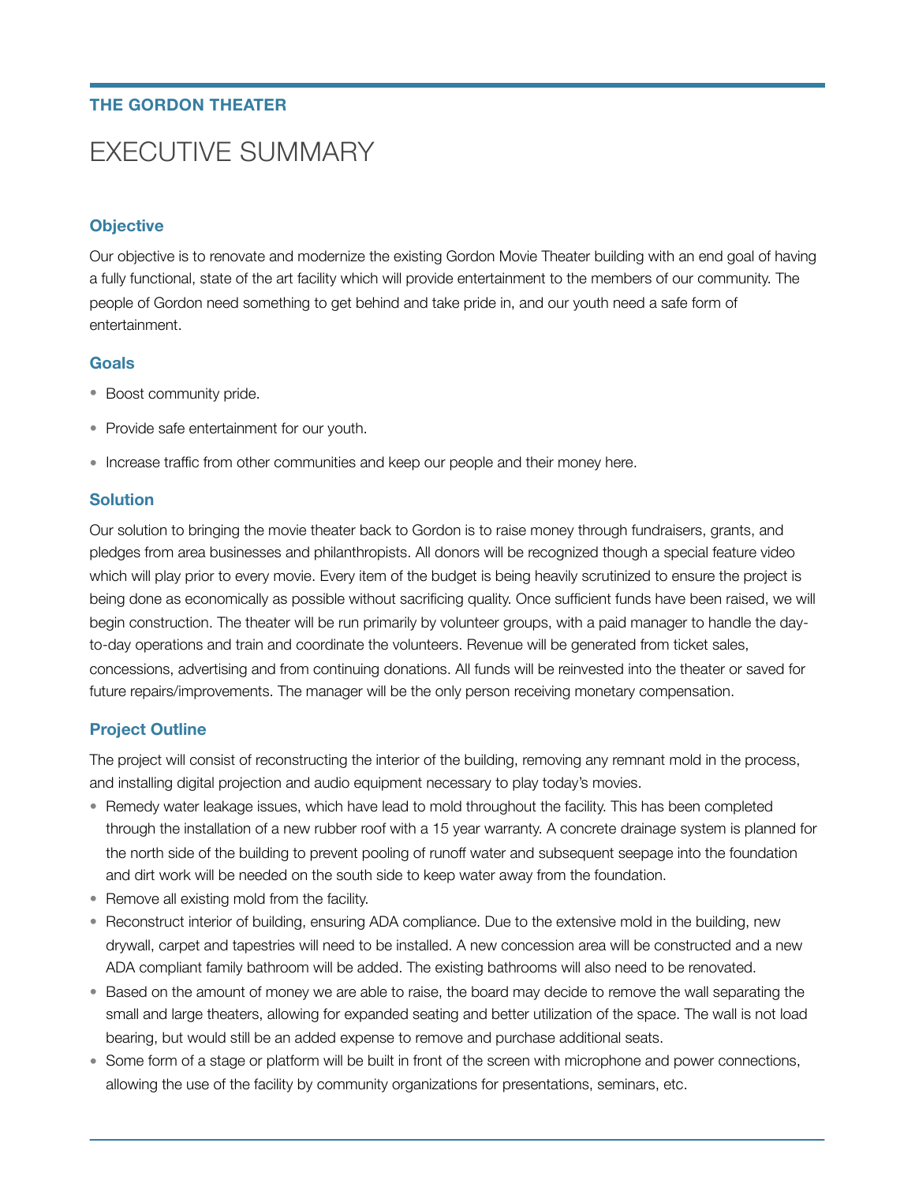**THE GORDON THEATER**

# EXECUTIVE SUMMARY

## Objective

Our objective is to renovate and modernize the existing Gordon Movie Theater building with an end goal of having a fully functional, state of the art facility which will provide entertainment to the members of our community. The people of Gordon need something to get behind and take pride in, and our youth need a safe form of entertainment.

## Goals

- Boost community pride.
- Provide safe entertainment for our youth.
- Increase traffic from other communities and keep our people and their money here.

## Solution

Our solution to bringing the movie theater back to Gordon is to raise money through fundraisers, grants, and pledges from area businesses and philanthropists. All donors will be recognized though a special feature video which will play prior to every movie. Every item of the budget is being heavily scrutinized to ensure the project is being done as economically as possible without sacrificing quality. Once sufficient funds have been raised, we will begin construction. The theater will be run primarily by volunteer groups, with a paid manager to handle the day-to-day operations and train and coordinate the volunteers. Revenue will be generated from ticket sales, concessions, advertising and from continuing donations. All funds will be reinvested into the theater or saved for future repairs/improvements. The manager will be the only person receiving monetary compensation.

## Project Outline

The project will consist of reconstructing the interior of the building, removing any remnant mold in the process, and installing digital projection and audio equipment necessary to play today's movies.

- Remedy water leakage issues, which have lead to mold throughout the facility. This has been completed through the installation of a new rubber roof with a 15 year warranty. A concrete drainage system is planned for the north side of the building to prevent pooling of runoff water and subsequent seepage into the foundation and dirt work will be needed on the south side to keep water away from the foundation.
- Remove all existing mold from the facility.
- Reconstruct interior of building, ensuring ADA compliance. Due to the extensive mold in the building, new drywall, carpet and tapestries will need to be installed. A new concession area will be constructed and a new ADA compliant family bathroom will be added. The existing bathrooms will also need to be renovated.
- Based on the amount of money we are able to raise, the board may decide to remove the wall separating the small and large theaters, allowing for expanded seating and better utilization of the space. The wall is not load bearing, but would still be an added expense to remove and purchase additional seats.
- Some form of a stage or platform will be built in front of the screen with microphone and power connections, allowing the use of the facility by community organizations for presentations, seminars, etc.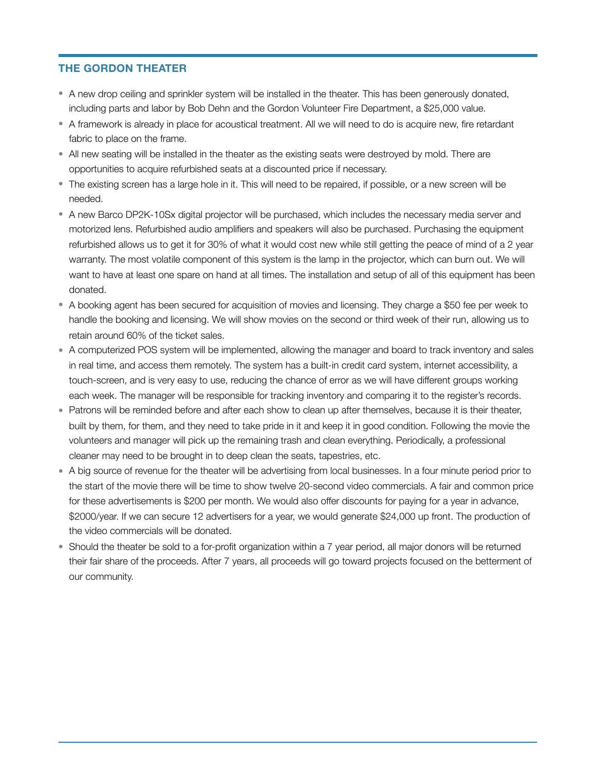## THE GORDON THEATER

- A new drop ceiling and sprinkler system will be installed in the theater. This has been generously donated, including parts and labor by Bob Dehn and the Gordon Volunteer Fire Department, a $25,000 value.
- A framework is already in place for acoustical treatment. All we will need to do is acquire new, fire retardant fabric to place on the frame.
- All new seating will be installed in the theater as the existing seats were destroyed by mold. There are opportunities to acquire refurbished seats at a discounted price if necessary.
- The existing screen has a large hole in it. This will need to be repaired, if possible, or a new screen will be needed.
- A new Barco DP2K-10Sx digital projector will be purchased, which includes the necessary media server and motorized lens. Refurbished audio amplifiers and speakers will also be purchased. Purchasing the equipment refurbished allows us to get it for 30% of what it would cost new while still getting the peace of mind of a 2 year warranty. The most volatile component of this system is the lamp in the projector, which can burn out. We will want to have at least one spare on hand at all times. The installation and setup of all of this equipment has been donated.
- A booking agent has been secured for acquisition of movies and licensing. They charge a $50 fee per week to handle the booking and licensing. We will show movies on the second or third week of their run, allowing us to retain around 60% of the ticket sales.
- A computerized POS system will be implemented, allowing the manager and board to track inventory and sales in real time, and access them remotely. The system has a built-in credit card system, internet accessibility, a touch-screen, and is very easy to use, reducing the chance of error as we will have different groups working each week. The manager will be responsible for tracking inventory and comparing it to the register's records.
- Patrons will be reminded before and after each show to clean up after themselves, because it is their theater, built by them, for them, and they need to take pride in it and keep it in good condition. Following the movie the volunteers and manager will pick up the remaining trash and clean everything. Periodically, a professional cleaner may need to be brought in to deep clean the seats, tapestries, etc.
- A big source of revenue for the theater will be advertising from local businesses. In a four minute period prior to the start of the movie there will be time to show twelve 20-second video commercials. A fair and common price for these advertisements is $200 per month. We would also offer discounts for paying for a year in advance, $2000/year. If we can secure 12 advertisers for a year, we would generate $24,000 up front. The production of the video commercials will be donated.
- Should the theater be sold to a for-profit organization within a 7 year period, all major donors will be returned their fair share of the proceeds. After 7 years, all proceeds will go toward projects focused on the betterment of our community.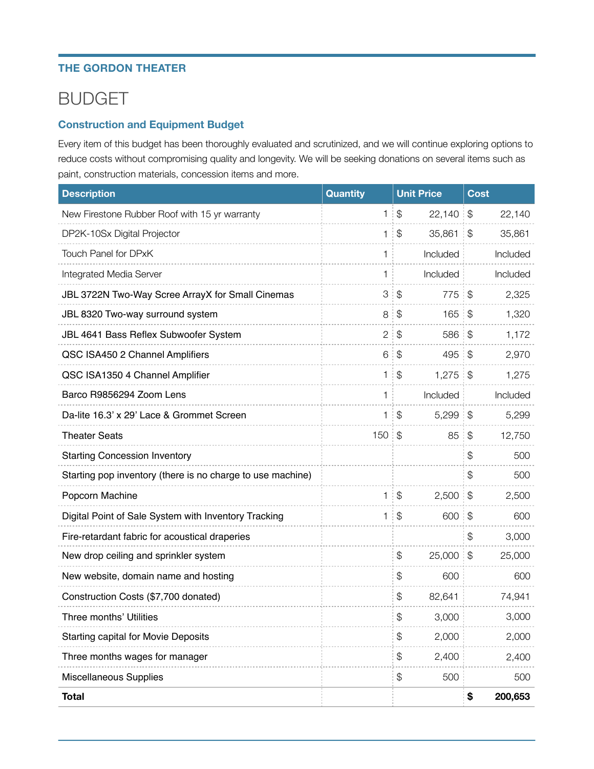THE GORDON THEATER

# BUDGET

## Construction and Equipment Budget

Every item of this budget has been thoroughly evaluated and scrutinized, and we will continue exploring options to reduce costs without compromising quality and longevity. We will be seeking donations on several items such as paint, construction materials, concession items and more.

| Description | Quantity | Unit Price | Cost |
|---|---|---|---|
| New Firestone Rubber Roof with 15 yr warranty | 1 | $ 22,140 | $ 22,140 |
| DP2K-10Sx Digital Projector | 1 | $ 35,861 | $ 35,861 |
| Touch Panel for DPxK | 1 | Included | Included |
| Integrated Media Server | 1 | Included | Included |
| JBL 3722N Two-Way Scree ArrayX for Small Cinemas | 3 | $ 775 | $ 2,325 |
| JBL 8320 Two-way surround system | 8 | $ 165 | $ 1,320 |
| JBL 4641 Bass Reflex Subwoofer System | 2 | $ 586 | $ 1,172 |
| QSC ISA450 2 Channel Amplifiers | 6 | $ 495 | $ 2,970 |
| QSC ISA1350 4 Channel Amplifier | 1 | $ 1,275 | $ 1,275 |
| Barco R9856294 Zoom Lens | 1 | Included | Included |
| Da-lite 16.3' x 29' Lace & Grommet Screen | 1 | $ 5,299 | $ 5,299 |
| Theater Seats | 150 | $ 85 | $ 12,750 |
| Starting Concession Inventory | | | $ 500 |
| Starting pop inventory (there is no charge to use machine) | | | $ 500 |
| Popcorn Machine | 1 | $ 2,500 | $ 2,500 |
| Digital Point of Sale System with Inventory Tracking | 1 | $ 600 | $ 600 |
| Fire-retardant fabric for acoustical draperies | | | $ 3,000 |
| New drop ceiling and sprinkler system | | $ 25,000 | $ 25,000 |
| New website, domain name and hosting | | $ 600 | 600 |
| Construction Costs ($7,700 donated) | | $ 82,641 | 74,941 |
| Three months' Utilities | | $ 3,000 | 3,000 |
| Starting capital for Movie Deposits | | $ 2,000 | 2,000 |
| Three months wages for manager | | $ 2,400 | 2,400 |
| Miscellaneous Supplies | | $ 500 | 500 |
| **Total** | | | **$ 200,653** |